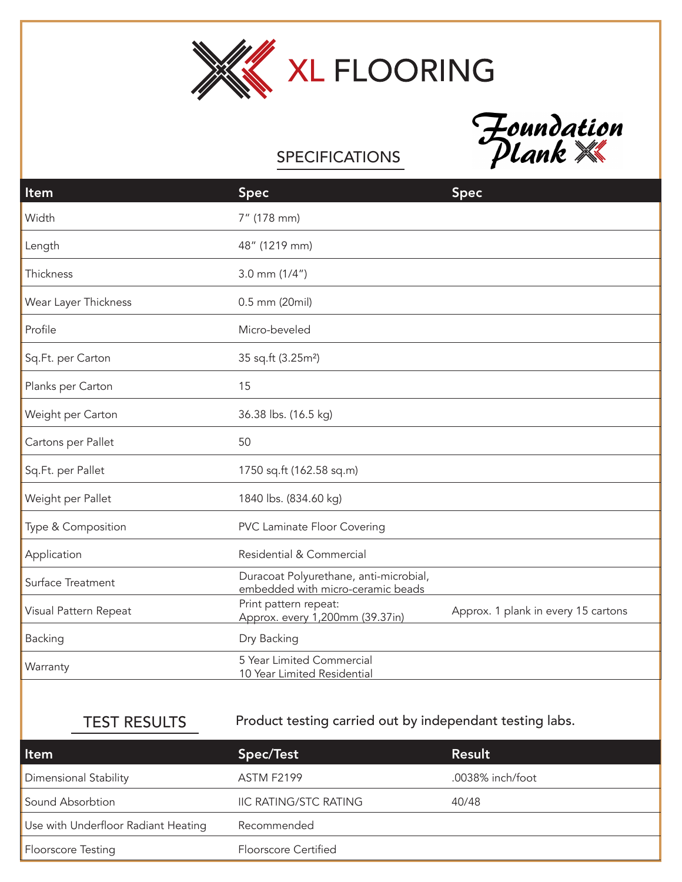# XL FLOORING

Foundation Plank

## SPECIFICATIONS

| Item | Spec | Spec |
|---|---|---|
| Width | 7″ (178 mm) | |
| Length | 48″ (1219 mm) | |
| Thickness | 3.0 mm (1/4″) | |
| Wear Layer Thickness | 0.5 mm (20mil) | |
| Profile | Micro-beveled | |
| Sq.Ft. per Carton | 35 sq.ft (3.25m²) | |
| Planks per Carton | 15 | |
| Weight per Carton | 36.38 lbs. (16.5 kg) | |
| Cartons per Pallet | 50 | |
| Sq.Ft. per Pallet | 1750 sq.ft (162.58 sq.m) | |
| Weight per Pallet | 1840 lbs. (834.60 kg) | |
| Type & Composition | PVC Laminate Floor Covering | |
| Application | Residential & Commercial | |
| Surface Treatment | Duracoat Polyurethane, anti-microbial, embedded with micro-ceramic beads | |
| Visual Pattern Repeat | Print pattern repeat: Approx. every 1,200mm (39.37in) | Approx. 1 plank in every 15 cartons |
| Backing | Dry Backing | |
| Warranty | 5 Year Limited Commercial<br>10 Year Limited Residential | |

## TEST RESULTS

Product testing carried out by independant testing labs.

| Item | Spec/Test | Result |
|---|---|---|
| Dimensional Stability | ASTM F2199 | .0038% inch/foot |
| Sound Absorbtion | IIC RATING/STC RATING | 40/48 |
| Use with Underfloor Radiant Heating | Recommended | |
| Floorscore Testing | Floorscore Certified | |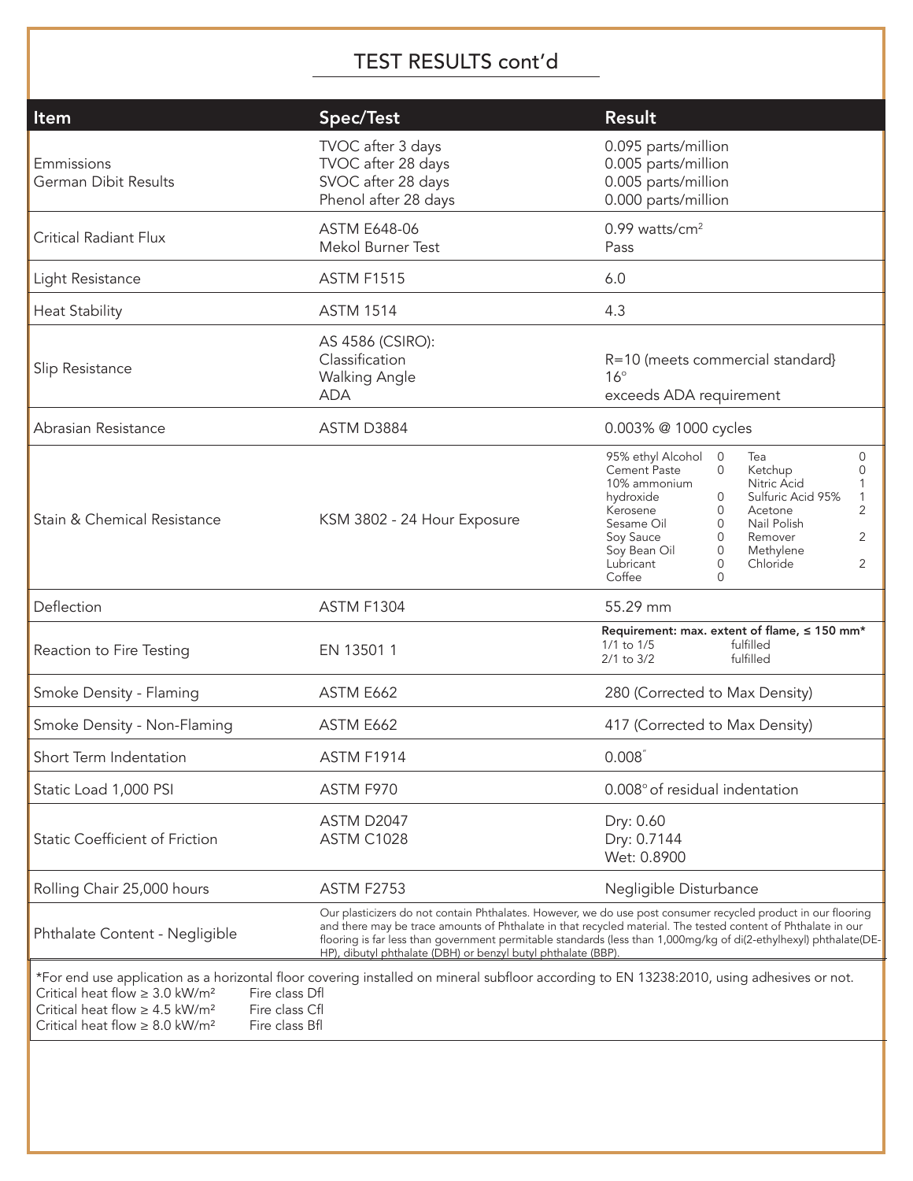## TEST RESULTS cont'd

| Item | Spec/Test | Result |
|---|---|---|
| Emmissions<br>German Dibit Results | TVOC after 3 days<br>TVOC after 28 days<br>SVOC after 28 days<br>Phenol after 28 days | 0.095 parts/million<br>0.005 parts/million<br>0.005 parts/million<br>0.000 parts/million |
| Critical Radiant Flux | ASTM E648-06<br>Mekol Burner Test | 0.99 watts/cm$^2$<br>Pass |
| Light Resistance | ASTM F1515 | 6.0 |
| Heat Stability | ASTM 1514 | 4.3 |
| Slip Resistance | AS 4586 (CSIRO):<br>Classification<br>Walking Angle<br>ADA | R=10 (meets commercial standard}<br>16°<br>exceeds ADA requirement |
| Abrasian Resistance | ASTM D3884 | 0.003% @ 1000 cycles |
| Stain & Chemical Resistance | KSM 3802 - 24 Hour Exposure | 95% ethyl Alcohol 0<br>Cement Paste 0<br>10% ammonium hydroxide 0<br>Kerosene 0<br>Sesame Oil 0<br>Soy Sauce 0<br>Soy Bean Oil 0<br>Lubricant 0<br>Coffee 0<br>Tea 0<br>Ketchup 0<br>Nitric Acid 1<br>Sulfuric Acid 95% 1<br>Acetone 2<br>Nail Polish Remover 2<br>Methylene Chloride 2 |
| Deflection | ASTM F1304 | 55.29 mm |
| Reaction to Fire Testing | EN 13501 1 | **Requirement: max. extent of flame, ≤ 150 mm***<br>1/1 to 1/5 fulfilled<br>2/1 to 3/2 fulfilled |
| Smoke Density - Flaming | ASTM E662 | 280 (Corrected to Max Density) |
| Smoke Density - Non-Flaming | ASTM E662 | 417 (Corrected to Max Density) |
| Short Term Indentation | ASTM F1914 | 0.008" |
| Static Load 1,000 PSI | ASTM F970 | 0.008" of residual indentation |
| Static Coefficient of Friction | ASTM D2047<br>ASTM C1028 | Dry: 0.60<br>Dry: 0.7144<br>Wet: 0.8900 |
| Rolling Chair 25,000 hours | ASTM F2753 | Negligible Disturbance |
| Phthalate Content - Negligible | Our plasticizers do not contain Phthalates. However, we do use post consumer recycled product in our flooring and there may be trace amounts of Phthalate in that recycled material. The tested content of Phthalate in our flooring is far less than government permitable standards (less than 1,000mg/kg of di(2-ethylhexyl) phthalate(DE-HP), dibutyl phthalate (DBH) or benzyl butyl phthalate (BBP). | |

*For end use application as a horizontal floor covering installed on mineral subfloor according to EN 13238:2010, using adhesives or not.

Critical heat flow ≥ 3.0 kW/m² Fire class Dfl
Critical heat flow ≥ 4.5 kW/m² Fire class Cfl
Critical heat flow ≥ 8.0 kW/m² Fire class Bfl